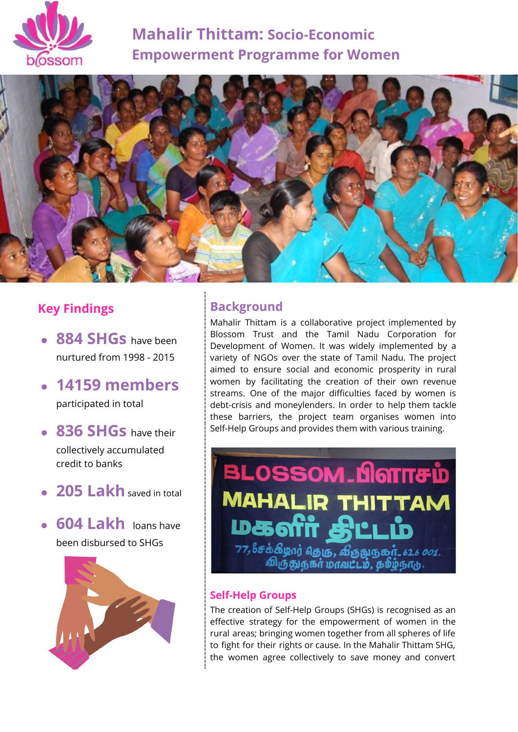# Mahalir Thittam: Socio-Economic Empowerment Programme for Women

## Key Findings

- **884 SHGs** have been nurtured from 1998 - 2015
- **14159 members** participated in total
- **836 SHGs** have their collectively accumulated credit to banks
- **205 Lakh** saved in total
- **604 Lakh** loans have been disbursed to SHGs

## Background

Mahalir Thittam is a collaborative project implemented by Blossom Trust and the Tamil Nadu Corporation for Development of Women. It was widely implemented by a variety of NGOs over the state of Tamil Nadu. The project aimed to ensure social and economic prosperity in rural women by facilitating the creation of their own revenue streams. One of the major difficulties faced by women is debt-crisis and moneylenders. In order to help them tackle these barriers, the project team organises women into Self-Help Groups and provides them with various training.

### Self-Help Groups

The creation of Self-Help Groups (SHGs) is recognised as an effective strategy for the empowerment of women in the rural areas; bringing women together from all spheres of life to fight for their rights or cause. In the Mahalir Thittam SHG, the women agree collectively to save money and convert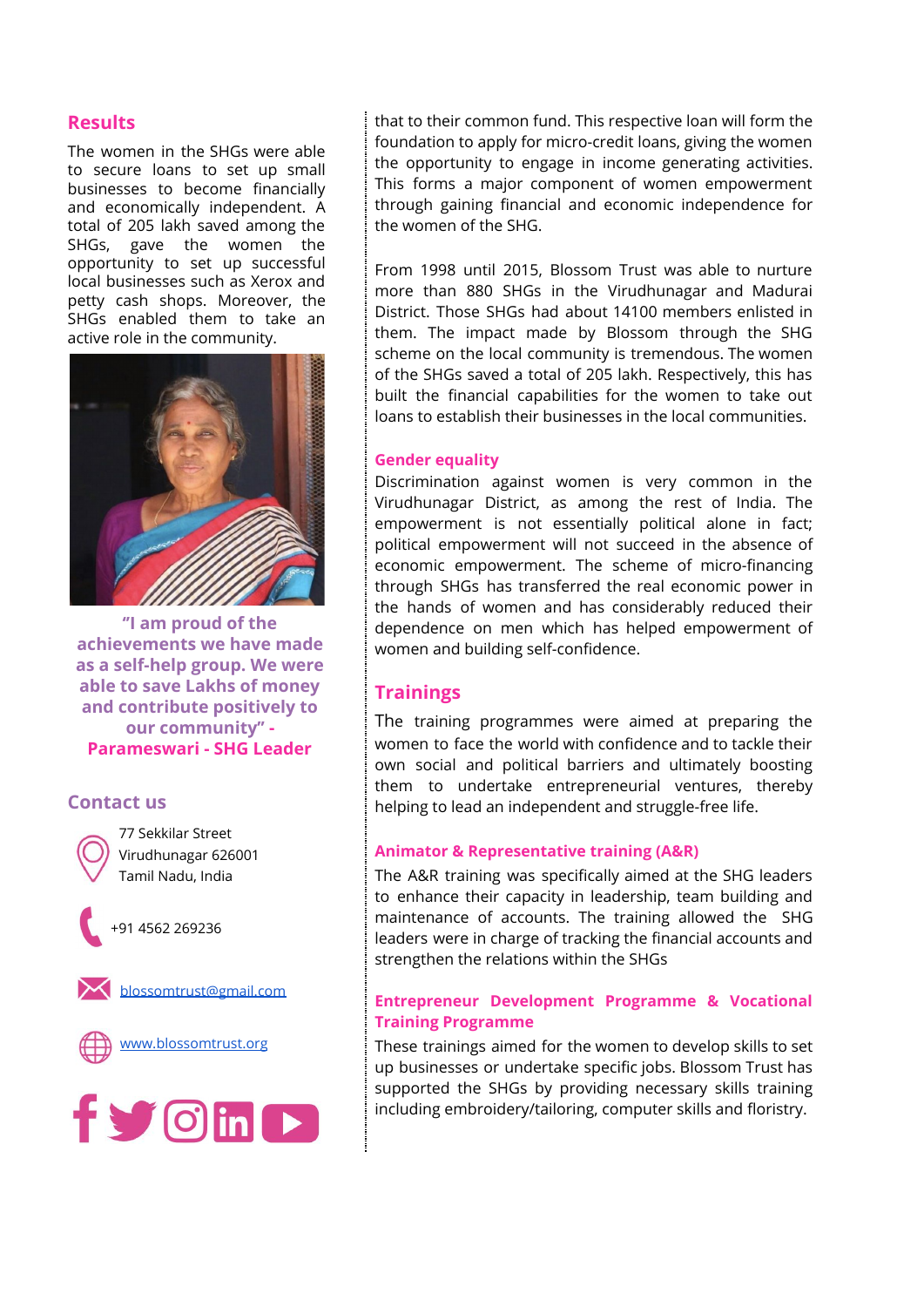## Results

The women in the SHGs were able to secure loans to set up small businesses to become financially and economically independent. A total of 205 lakh saved among the SHGs, gave the women the opportunity to set up successful local businesses such as Xerox and petty cash shops. Moreover, the SHGs enabled them to take an active role in the community.

**"I am proud of the achievements we have made as a self-help group. We were able to save Lakhs of money and contribute positively to our community" - Parameswari - SHG Leader**

## Contact us

77 Sekkilar Street
Virudhunagar 626001
Tamil Nadu, India

+91 4562 269236

blossomtrust@gmail.com

www.blossomtrust.org

that to their common fund. This respective loan will form the foundation to apply for micro-credit loans, giving the women the opportunity to engage in income generating activities. This forms a major component of women empowerment through gaining financial and economic independence for the women of the SHG.

From 1998 until 2015, Blossom Trust was able to nurture more than 880 SHGs in the Virudhunagar and Madurai District. Those SHGs had about 14100 members enlisted in them. The impact made by Blossom through the SHG scheme on the local community is tremendous. The women of the SHGs saved a total of 205 lakh. Respectively, this has built the financial capabilities for the women to take out loans to establish their businesses in the local communities.

### Gender equality

Discrimination against women is very common in the Virudhunagar District, as among the rest of India. The empowerment is not essentially political alone in fact; political empowerment will not succeed in the absence of economic empowerment. The scheme of micro-financing through SHGs has transferred the real economic power in the hands of women and has considerably reduced their dependence on men which has helped empowerment of women and building self-confidence.

## Trainings

The training programmes were aimed at preparing the women to face the world with confidence and to tackle their own social and political barriers and ultimately boosting them to undertake entrepreneurial ventures, thereby helping to lead an independent and struggle-free life.

### Animator & Representative training (A&R)

The A&R training was specifically aimed at the SHG leaders to enhance their capacity in leadership, team building and maintenance of accounts. The training allowed the SHG leaders were in charge of tracking the financial accounts and strengthen the relations within the SHGs

### Entrepreneur Development Programme & Vocational Training Programme

These trainings aimed for the women to develop skills to set up businesses or undertake specific jobs. Blossom Trust has supported the SHGs by providing necessary skills training including embroidery/tailoring, computer skills and floristry.